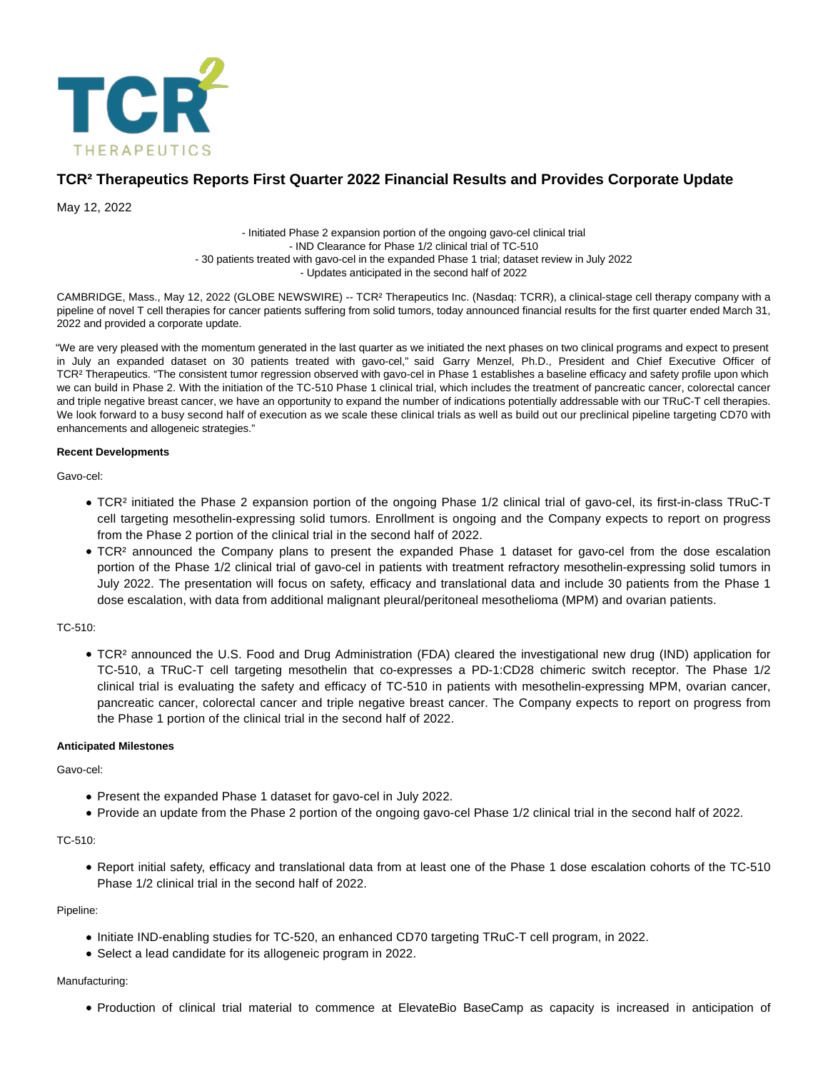# TCR² Therapeutics Reports First Quarter 2022 Financial Results and Provides Corporate Update

May 12, 2022

- Initiated Phase 2 expansion portion of the ongoing gavo-cel clinical trial
- IND Clearance for Phase 1/2 clinical trial of TC-510
- 30 patients treated with gavo-cel in the expanded Phase 1 trial; dataset review in July 2022
- Updates anticipated in the second half of 2022

CAMBRIDGE, Mass., May 12, 2022 (GLOBE NEWSWIRE) -- TCR² Therapeutics Inc. (Nasdaq: TCRR), a clinical-stage cell therapy company with a pipeline of novel T cell therapies for cancer patients suffering from solid tumors, today announced financial results for the first quarter ended March 31, 2022 and provided a corporate update.

"We are very pleased with the momentum generated in the last quarter as we initiated the next phases on two clinical programs and expect to present in July an expanded dataset on 30 patients treated with gavo-cel," said Garry Menzel, Ph.D., President and Chief Executive Officer of TCR² Therapeutics. "The consistent tumor regression observed with gavo-cel in Phase 1 establishes a baseline efficacy and safety profile upon which we can build in Phase 2. With the initiation of the TC-510 Phase 1 clinical trial, which includes the treatment of pancreatic cancer, colorectal cancer and triple negative breast cancer, we have an opportunity to expand the number of indications potentially addressable with our TRuC-T cell therapies. We look forward to a busy second half of execution as we scale these clinical trials as well as build out our preclinical pipeline targeting CD70 with enhancements and allogeneic strategies."

**Recent Developments**

Gavo-cel:

- TCR² initiated the Phase 2 expansion portion of the ongoing Phase 1/2 clinical trial of gavo-cel, its first-in-class TRuC-T cell targeting mesothelin-expressing solid tumors. Enrollment is ongoing and the Company expects to report on progress from the Phase 2 portion of the clinical trial in the second half of 2022.
- TCR² announced the Company plans to present the expanded Phase 1 dataset for gavo-cel from the dose escalation portion of the Phase 1/2 clinical trial of gavo-cel in patients with treatment refractory mesothelin-expressing solid tumors in July 2022. The presentation will focus on safety, efficacy and translational data and include 30 patients from the Phase 1 dose escalation, with data from additional malignant pleural/peritoneal mesothelioma (MPM) and ovarian patients.

TC-510:

- TCR² announced the U.S. Food and Drug Administration (FDA) cleared the investigational new drug (IND) application for TC-510, a TRuC-T cell targeting mesothelin that co-expresses a PD-1:CD28 chimeric switch receptor. The Phase 1/2 clinical trial is evaluating the safety and efficacy of TC-510 in patients with mesothelin-expressing MPM, ovarian cancer, pancreatic cancer, colorectal cancer and triple negative breast cancer. The Company expects to report on progress from the Phase 1 portion of the clinical trial in the second half of 2022.

**Anticipated Milestones**

Gavo-cel:

- Present the expanded Phase 1 dataset for gavo-cel in July 2022.
- Provide an update from the Phase 2 portion of the ongoing gavo-cel Phase 1/2 clinical trial in the second half of 2022.

TC-510:

- Report initial safety, efficacy and translational data from at least one of the Phase 1 dose escalation cohorts of the TC-510 Phase 1/2 clinical trial in the second half of 2022.

Pipeline:

- Initiate IND-enabling studies for TC-520, an enhanced CD70 targeting TRuC-T cell program, in 2022.
- Select a lead candidate for its allogeneic program in 2022.

Manufacturing:

- Production of clinical trial material to commence at ElevateBio BaseCamp as capacity is increased in anticipation of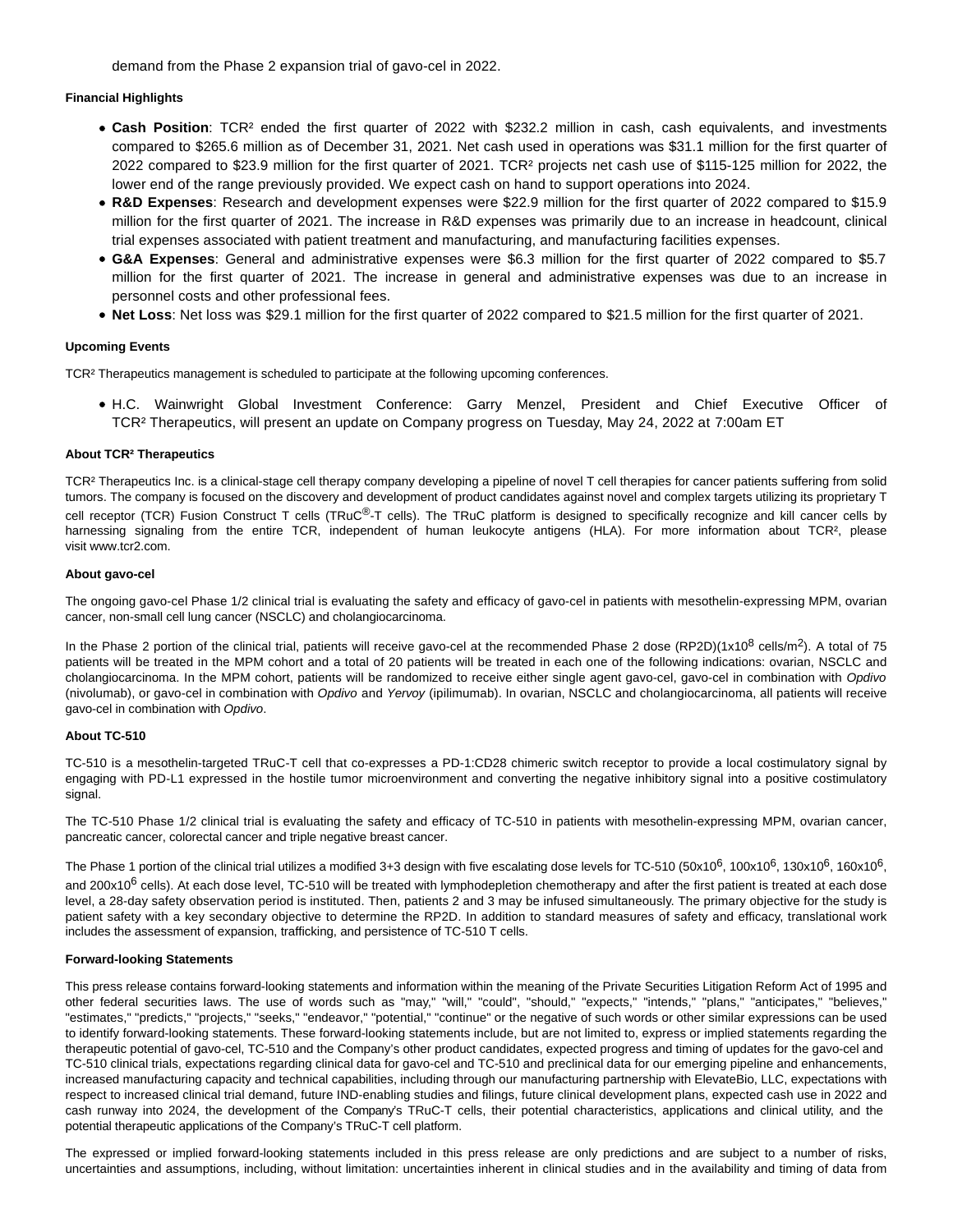demand from the Phase 2 expansion trial of gavo-cel in 2022.

**Financial Highlights**

- **Cash Position**: TCR² ended the first quarter of 2022 with $232.2 million in cash, cash equivalents, and investments compared to $265.6 million as of December 31, 2021. Net cash used in operations was $31.1 million for the first quarter of 2022 compared to $23.9 million for the first quarter of 2021. TCR² projects net cash use of $115-125 million for 2022, the lower end of the range previously provided. We expect cash on hand to support operations into 2024.
- **R&D Expenses**: Research and development expenses were $22.9 million for the first quarter of 2022 compared to $15.9 million for the first quarter of 2021. The increase in R&D expenses was primarily due to an increase in headcount, clinical trial expenses associated with patient treatment and manufacturing, and manufacturing facilities expenses.
- **G&A Expenses**: General and administrative expenses were $6.3 million for the first quarter of 2022 compared to $5.7 million for the first quarter of 2021. The increase in general and administrative expenses was due to an increase in personnel costs and other professional fees.
- **Net Loss**: Net loss was $29.1 million for the first quarter of 2022 compared to $21.5 million for the first quarter of 2021.

**Upcoming Events**

TCR² Therapeutics management is scheduled to participate at the following upcoming conferences.

- H.C. Wainwright Global Investment Conference: Garry Menzel, President and Chief Executive Officer of TCR² Therapeutics, will present an update on Company progress on Tuesday, May 24, 2022 at 7:00am ET

**About TCR² Therapeutics**

TCR² Therapeutics Inc. is a clinical-stage cell therapy company developing a pipeline of novel T cell therapies for cancer patients suffering from solid tumors. The company is focused on the discovery and development of product candidates against novel and complex targets utilizing its proprietary T cell receptor (TCR) Fusion Construct T cells (TRuC®-T cells). The TRuC platform is designed to specifically recognize and kill cancer cells by harnessing signaling from the entire TCR, independent of human leukocyte antigens (HLA). For more information about TCR², please visit www.tcr2.com.

**About gavo-cel**

The ongoing gavo-cel Phase 1/2 clinical trial is evaluating the safety and efficacy of gavo-cel in patients with mesothelin-expressing MPM, ovarian cancer, non-small cell lung cancer (NSCLC) and cholangiocarcinoma.

In the Phase 2 portion of the clinical trial, patients will receive gavo-cel at the recommended Phase 2 dose (RP2D)($1x10^8$ cells/$m^2$). A total of 75 patients will be treated in the MPM cohort and a total of 20 patients will be treated in each one of the following indications: ovarian, NSCLC and cholangiocarcinoma. In the MPM cohort, patients will be randomized to receive either single agent gavo-cel, gavo-cel in combination with *Opdivo* (nivolumab), or gavo-cel in combination with *Opdivo* and *Yervoy* (ipilimumab). In ovarian, NSCLC and cholangiocarcinoma, all patients will receive gavo-cel in combination with *Opdivo*.

**About TC-510**

TC-510 is a mesothelin-targeted TRuC-T cell that co-expresses a PD-1:CD28 chimeric switch receptor to provide a local costimulatory signal by engaging with PD-L1 expressed in the hostile tumor microenvironment and converting the negative inhibitory signal into a positive costimulatory signal.

The TC-510 Phase 1/2 clinical trial is evaluating the safety and efficacy of TC-510 in patients with mesothelin-expressing MPM, ovarian cancer, pancreatic cancer, colorectal cancer and triple negative breast cancer.

The Phase 1 portion of the clinical trial utilizes a modified 3+3 design with five escalating dose levels for TC-510 ($50x10^6$, $100x10^6$, $130x10^6$, $160x10^6$, and $200x10^6$ cells). At each dose level, TC-510 will be treated with lymphodepletion chemotherapy and after the first patient is treated at each dose level, a 28-day safety observation period is instituted. Then, patients 2 and 3 may be infused simultaneously. The primary objective for the study is patient safety with a key secondary objective to determine the RP2D. In addition to standard measures of safety and efficacy, translational work includes the assessment of expansion, trafficking, and persistence of TC-510 T cells.

**Forward-looking Statements**

This press release contains forward-looking statements and information within the meaning of the Private Securities Litigation Reform Act of 1995 and other federal securities laws. The use of words such as "may," "will," "could", "should," "expects," "intends," "plans," "anticipates," "believes," "estimates," "predicts," "projects," "seeks," "endeavor," "potential," "continue" or the negative of such words or other similar expressions can be used to identify forward-looking statements. These forward-looking statements include, but are not limited to, express or implied statements regarding the therapeutic potential of gavo-cel, TC-510 and the Company's other product candidates, expected progress and timing of updates for the gavo-cel and TC-510 clinical trials, expectations regarding clinical data for gavo-cel and TC-510 and preclinical data for our emerging pipeline and enhancements, increased manufacturing capacity and technical capabilities, including through our manufacturing partnership with ElevateBio, LLC, expectations with respect to increased clinical trial demand, future IND-enabling studies and filings, future clinical development plans, expected cash use in 2022 and cash runway into 2024, the development of the Company's TRuC-T cells, their potential characteristics, applications and clinical utility, and the potential therapeutic applications of the Company's TRuC-T cell platform.

The expressed or implied forward-looking statements included in this press release are only predictions and are subject to a number of risks, uncertainties and assumptions, including, without limitation: uncertainties inherent in clinical studies and in the availability and timing of data from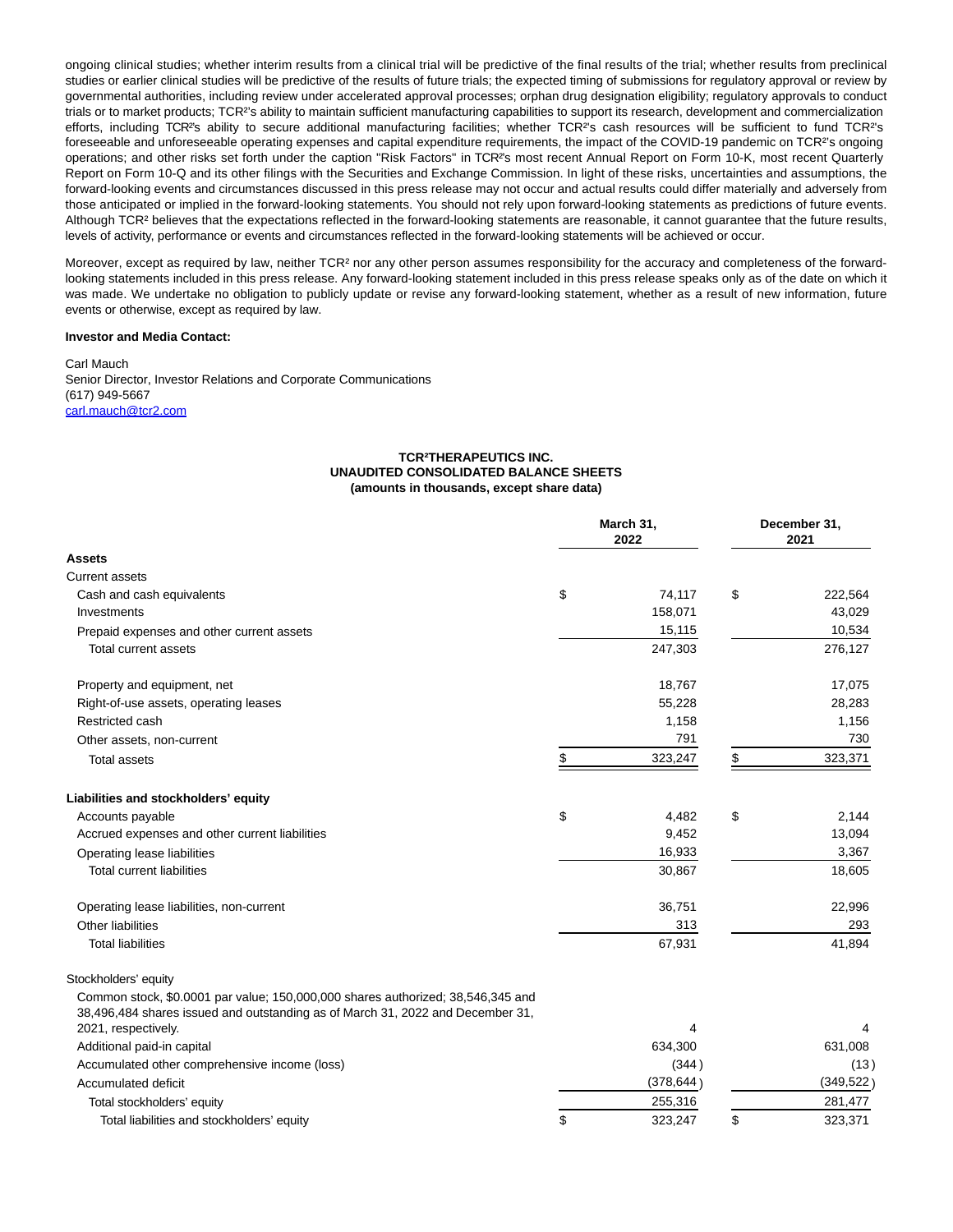ongoing clinical studies; whether interim results from a clinical trial will be predictive of the final results of the trial; whether results from preclinical studies or earlier clinical studies will be predictive of the results of future trials; the expected timing of submissions for regulatory approval or review by governmental authorities, including review under accelerated approval processes; orphan drug designation eligibility; regulatory approvals to conduct trials or to market products; TCR²'s ability to maintain sufficient manufacturing capabilities to support its research, development and commercialization efforts, including TCR²'s ability to secure additional manufacturing facilities; whether TCR²'s cash resources will be sufficient to fund TCR²'s foreseeable and unforeseeable operating expenses and capital expenditure requirements, the impact of the COVID-19 pandemic on TCR²'s ongoing operations; and other risks set forth under the caption "Risk Factors" in TCR²'s most recent Annual Report on Form 10-K, most recent Quarterly Report on Form 10-Q and its other filings with the Securities and Exchange Commission. In light of these risks, uncertainties and assumptions, the forward-looking events and circumstances discussed in this press release may not occur and actual results could differ materially and adversely from those anticipated or implied in the forward-looking statements. You should not rely upon forward-looking statements as predictions of future events. Although TCR² believes that the expectations reflected in the forward-looking statements are reasonable, it cannot guarantee that the future results, levels of activity, performance or events and circumstances reflected in the forward-looking statements will be achieved or occur.

Moreover, except as required by law, neither TCR² nor any other person assumes responsibility for the accuracy and completeness of the forward-looking statements included in this press release. Any forward-looking statement included in this press release speaks only as of the date on which it was made. We undertake no obligation to publicly update or revise any forward-looking statement, whether as a result of new information, future events or otherwise, except as required by law.

**Investor and Media Contact:**

Carl Mauch
Senior Director, Investor Relations and Corporate Communications
(617) 949-5667
carl.mauch@tcr2.com

**TCR²THERAPEUTICS INC.**
**UNAUDITED CONSOLIDATED BALANCE SHEETS**
**(amounts in thousands, except share data)**

| | March 31, 2022 | December 31, 2021 |
|---|---|---|
| **Assets** | | |
| Current assets | | |
| Cash and cash equivalents | $ 74,117 | $ 222,564 |
| Investments | 158,071 | 43,029 |
| Prepaid expenses and other current assets | 15,115 | 10,534 |
| Total current assets | 247,303 | 276,127 |
| Property and equipment, net | 18,767 | 17,075 |
| Right-of-use assets, operating leases | 55,228 | 28,283 |
| Restricted cash | 1,158 | 1,156 |
| Other assets, non-current | 791 | 730 |
| Total assets | $ 323,247 | $ 323,371 |
| **Liabilities and stockholders' equity** | | |
| Accounts payable | $ 4,482 | $ 2,144 |
| Accrued expenses and other current liabilities | 9,452 | 13,094 |
| Operating lease liabilities | 16,933 | 3,367 |
| Total current liabilities | 30,867 | 18,605 |
| Operating lease liabilities, non-current | 36,751 | 22,996 |
| Other liabilities | 313 | 293 |
| Total liabilities | 67,931 | 41,894 |
| Stockholders' equity | | |
| Common stock, $0.0001 par value; 150,000,000 shares authorized; 38,546,345 and 38,496,484 shares issued and outstanding as of March 31, 2022 and December 31, 2021, respectively. | 4 | 4 |
| Additional paid-in capital | 634,300 | 631,008 |
| Accumulated other comprehensive income (loss) | (344) | (13) |
| Accumulated deficit | (378,644) | (349,522) |
| Total stockholders' equity | 255,316 | 281,477 |
| Total liabilities and stockholders' equity | $ 323,247 | $ 323,371 |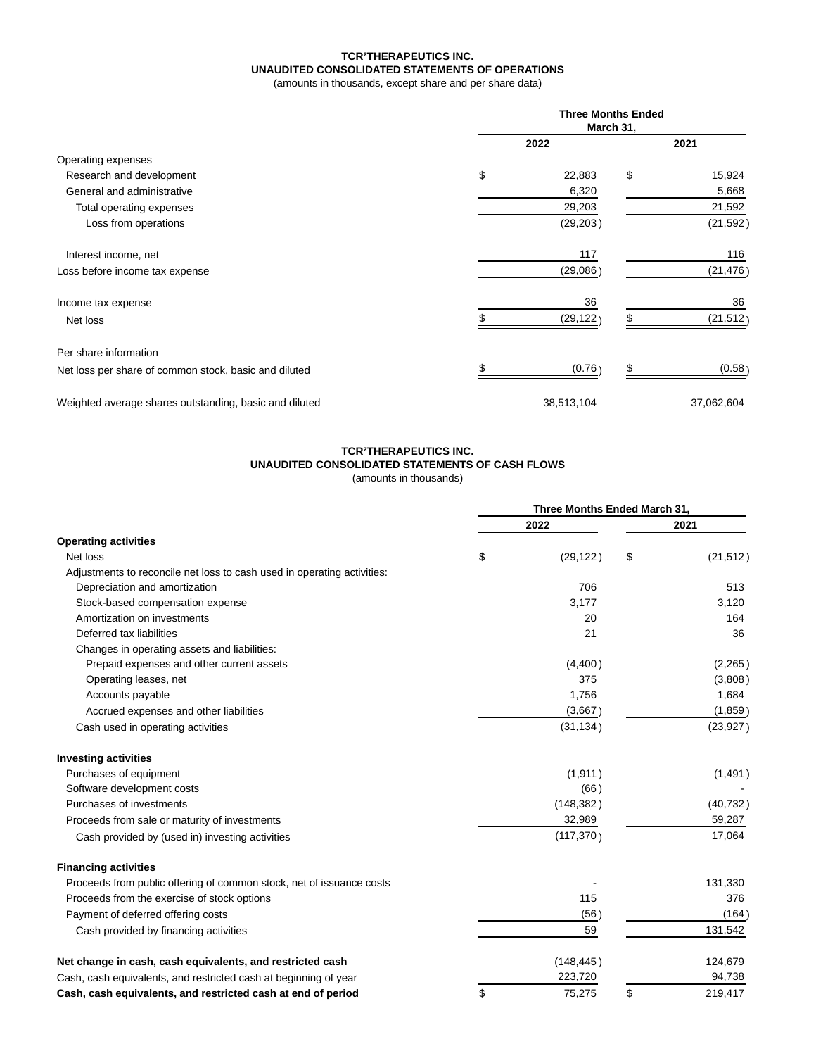**TCR²THERAPEUTICS INC.**
**UNAUDITED CONSOLIDATED STATEMENTS OF OPERATIONS**
(amounts in thousands, except share and per share data)

| | Three Months Ended March 31, | |
|---|---|---|
| | 2022 | 2021 |
| Operating expenses | | |
| Research and development | $ 22,883 | $ 15,924 |
| General and administrative | 6,320 | 5,668 |
| Total operating expenses | 29,203 | 21,592 |
| Loss from operations | (29,203) | (21,592) |
| Interest income, net | 117 | 116 |
| Loss before income tax expense | (29,086) | (21,476) |
| Income tax expense | 36 | 36 |
| Net loss | $ (29,122) | $ (21,512) |
| Per share information | | |
| Net loss per share of common stock, basic and diluted | $ (0.76) | $ (0.58) |
| Weighted average shares outstanding, basic and diluted | 38,513,104 | 37,062,604 |

**TCR²THERAPEUTICS INC.**
**UNAUDITED CONSOLIDATED STATEMENTS OF CASH FLOWS**
(amounts in thousands)

| | Three Months Ended March 31, | |
|---|---|---|
| | 2022 | 2021 |
| **Operating activities** | | |
| Net loss | $ (29,122) | $ (21,512) |
| Adjustments to reconcile net loss to cash used in operating activities: | | |
| Depreciation and amortization | 706 | 513 |
| Stock-based compensation expense | 3,177 | 3,120 |
| Amortization on investments | 20 | 164 |
| Deferred tax liabilities | 21 | 36 |
| Changes in operating assets and liabilities: | | |
| Prepaid expenses and other current assets | (4,400) | (2,265) |
| Operating leases, net | 375 | (3,808) |
| Accounts payable | 1,756 | 1,684 |
| Accrued expenses and other liabilities | (3,667) | (1,859) |
| Cash used in operating activities | (31,134) | (23,927) |
| **Investing activities** | | |
| Purchases of equipment | (1,911) | (1,491) |
| Software development costs | (66) | - |
| Purchases of investments | (148,382) | (40,732) |
| Proceeds from sale or maturity of investments | 32,989 | 59,287 |
| Cash provided by (used in) investing activities | (117,370) | 17,064 |
| **Financing activities** | | |
| Proceeds from public offering of common stock, net of issuance costs | - | 131,330 |
| Proceeds from the exercise of stock options | 115 | 376 |
| Payment of deferred offering costs | (56) | (164) |
| Cash provided by financing activities | 59 | 131,542 |
| **Net change in cash, cash equivalents, and restricted cash** | (148,445) | 124,679 |
| Cash, cash equivalents, and restricted cash at beginning of year | 223,720 | 94,738 |
| **Cash, cash equivalents, and restricted cash at end of period** | $ 75,275 | $ 219,417 |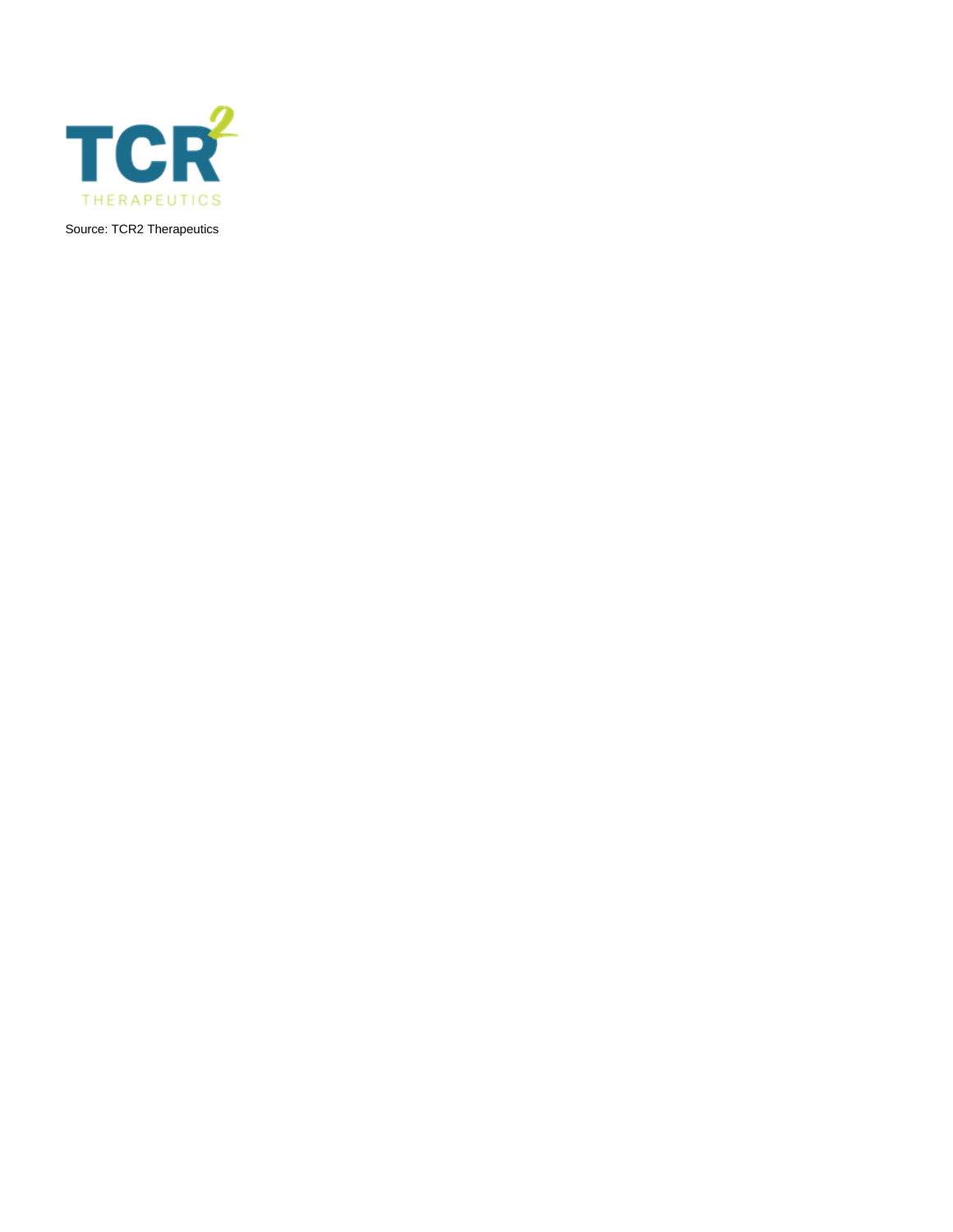Source: TCR2 Therapeutics